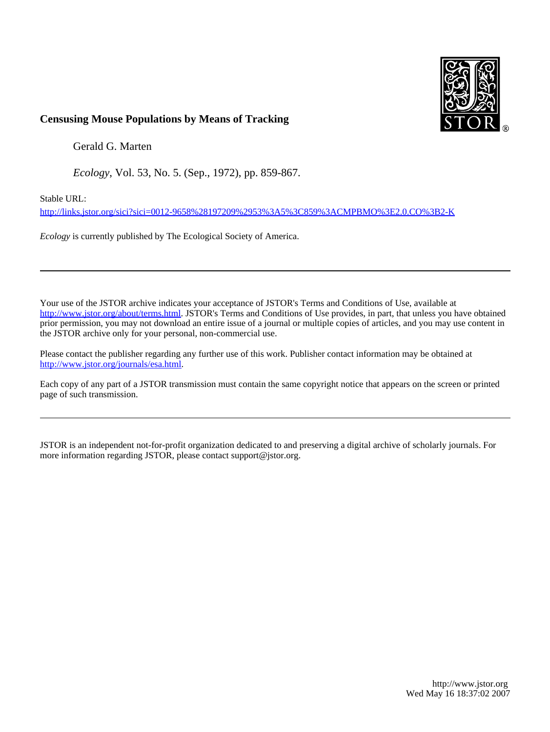**Censusing Mouse Populations by Means of Tracking**

Gerald G. Marten

*Ecology*, Vol. 53, No. 5. (Sep., 1972), pp. 859-867.

Stable URL:

http://links.jstor.org/sici?sici=0012-9658%28197209%2953%3A5%3C859%3ACMPBMO%3E2.0.CO%3B2-K

*Ecology* is currently published by The Ecological Society of America.

---

Your use of the JSTOR archive indicates your acceptance of JSTOR's Terms and Conditions of Use, available at http://www.jstor.org/about/terms.html. JSTOR's Terms and Conditions of Use provides, in part, that unless you have obtained prior permission, you may not download an entire issue of a journal or multiple copies of articles, and you may use content in the JSTOR archive only for your personal, non-commercial use.

Please contact the publisher regarding any further use of this work. Publisher contact information may be obtained at http://www.jstor.org/journals/esa.html.

Each copy of any part of a JSTOR transmission must contain the same copyright notice that appears on the screen or printed page of such transmission.

---

JSTOR is an independent not-for-profit organization dedicated to and preserving a digital archive of scholarly journals. For more information regarding JSTOR, please contact support@jstor.org.

http://www.jstor.org
Wed May 16 18:37:02 2007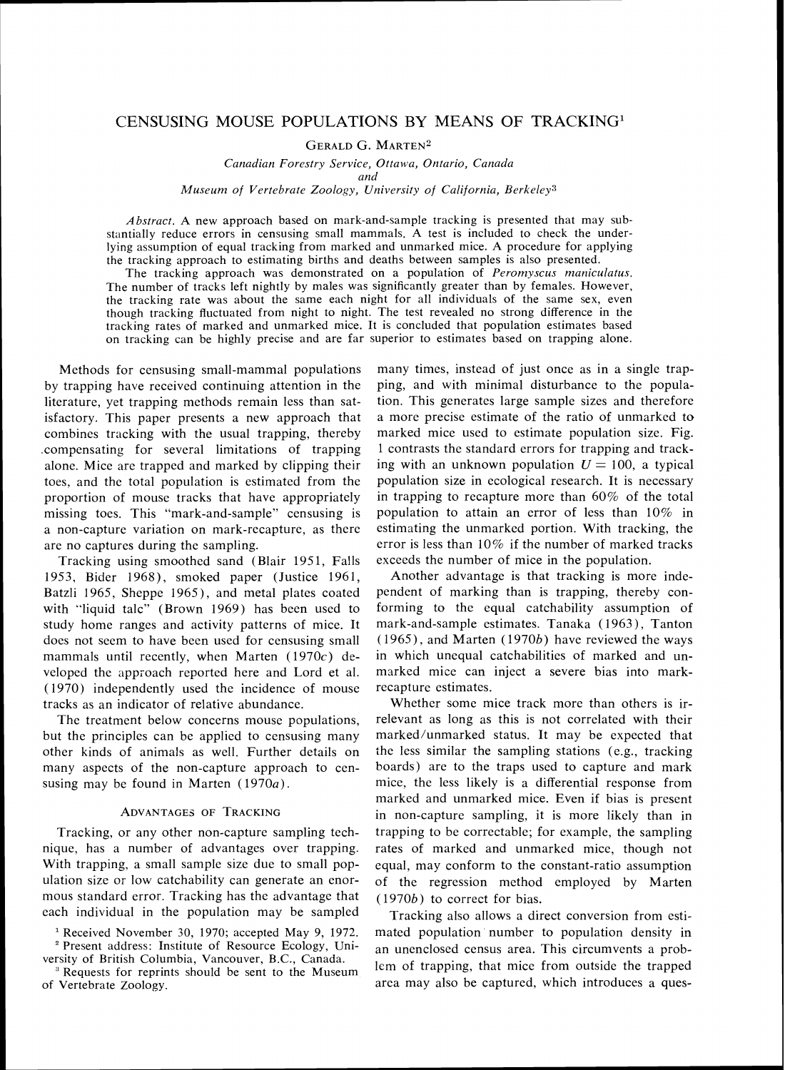# CENSUSING MOUSE POPULATIONS BY MEANS OF TRACKING[1]

GERALD G. MARTEN[2]

*Canadian Forestry Service, Ottawa, Ontario, Canada*
*and*
*Museum of Vertebrate Zoology, University of California, Berkeley*[3]

*Abstract.* A new approach based on mark-and-sample tracking is presented that may substantially reduce errors in censusing small mammals. A test is included to check the underlying assumption of equal tracking from marked and unmarked mice. A procedure for applying the tracking approach to estimating births and deaths between samples is also presented.

The tracking approach was demonstrated on a population of *Peromyscus maniculatus*. The number of tracks left nightly by males was significantly greater than by females. However, the tracking rate was about the same each night for all individuals of the same sex, even though tracking fluctuated from night to night. The test revealed no strong difference in the tracking rates of marked and unmarked mice. It is concluded that population estimates based on tracking can be highly precise and are far superior to estimates based on trapping alone.

Methods for censusing small-mammal populations by trapping have received continuing attention in the literature, yet trapping methods remain less than satisfactory. This paper presents a new approach that combines tracking with the usual trapping, thereby compensating for several limitations of trapping alone. Mice are trapped and marked by clipping their toes, and the total population is estimated from the proportion of mouse tracks that have appropriately missing toes. This "mark-and-sample" censusing is a non-capture variation on mark-recapture, as there are no captures during the sampling.

Tracking using smoothed sand (Blair 1951, Falls 1953, Bider 1968), smoked paper (Justice 1961, Batzli 1965, Sheppe 1965), and metal plates coated with "liquid talc" (Brown 1969) has been used to study home ranges and activity patterns of mice. It does not seem to have been used for censusing small mammals until recently, when Marten (1970*c*) developed the approach reported here and Lord et al. (1970) independently used the incidence of mouse tracks as an indicator of relative abundance.

The treatment below concerns mouse populations, but the principles can be applied to censusing many other kinds of animals as well. Further details on many aspects of the non-capture approach to censusing may be found in Marten (1970*a*).

## ADVANTAGES OF TRACKING

Tracking, or any other non-capture sampling technique, has a number of advantages over trapping. With trapping, a small sample size due to small population size or low catchability can generate an enormous standard error. Tracking has the advantage that each individual in the population may be sampled many times, instead of just once as in a single trapping, and with minimal disturbance to the population. This generates large sample sizes and therefore a more precise estimate of the ratio of unmarked to marked mice used to estimate population size. Fig. 1 contrasts the standard errors for trapping and tracking with an unknown population $U = 100$, a typical population size in ecological research. It is necessary in trapping to recapture more than 60% of the total population to attain an error of less than 10% in estimating the unmarked portion. With tracking, the error is less than 10% if the number of marked tracks exceeds the number of mice in the population.

Another advantage is that tracking is more independent of marking than is trapping, thereby conforming to the equal catchability assumption of mark-and-sample estimates. Tanaka (1963), Tanton (1965), and Marten (1970*b*) have reviewed the ways in which unequal catchabilities of marked and unmarked mice can inject a severe bias into mark-recapture estimates.

Whether some mice track more than others is irrelevant as long as this is not correlated with their marked/unmarked status. It may be expected that the less similar the sampling stations (e.g., tracking boards) are to the traps used to capture and mark mice, the less likely is a differential response from marked and unmarked mice. Even if bias is present in non-capture sampling, it is more likely than in trapping to be correctable; for example, the sampling rates of marked and unmarked mice, though not equal, may conform to the constant-ratio assumption of the regression method employed by Marten (1970*b*) to correct for bias.

Tracking also allows a direct conversion from estimated population number to population density in an unenclosed census area. This circumvents a problem of trapping, that mice from outside the trapped area may also be captured, which introduces a ques-

[1] Received November 30, 1970; accepted May 9, 1972.

[2] Present address: Institute of Resource Ecology, University of British Columbia, Vancouver, B.C., Canada.

[3] Requests for reprints should be sent to the Museum of Vertebrate Zoology.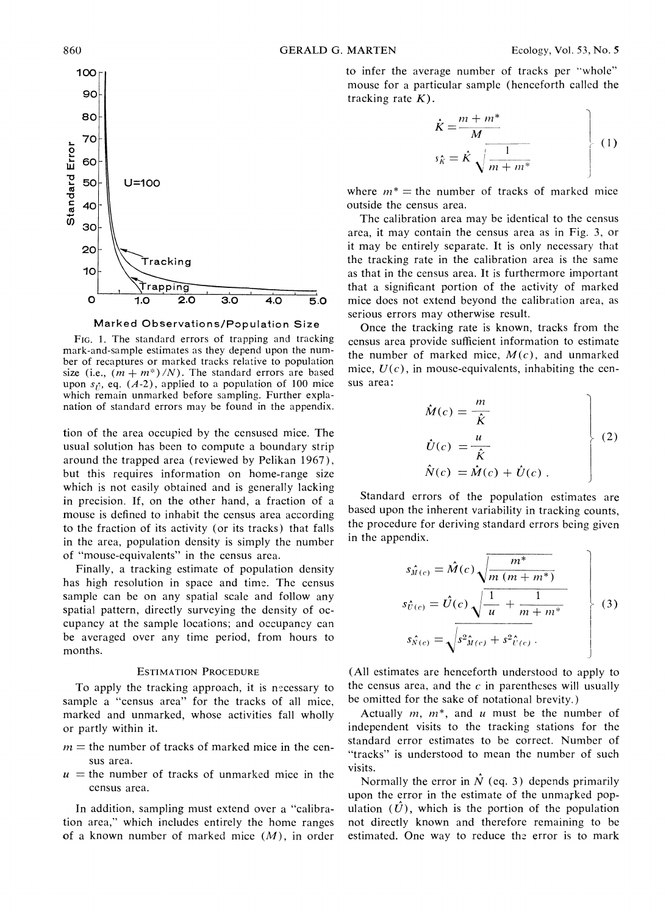FIG. 1. The standard errors of trapping and tracking mark-and-sample estimates as they depend upon the number of recaptures or marked tracks relative to population size (i.e., $(m + m^*)/N$). The standard errors are based upon $s_{\hat{U}}$, eq. (A-2), applied to a population of 100 mice which remain unmarked before sampling. Further explanation of standard errors may be found in the appendix.

tion of the area occupied by the censused mice. The usual solution has been to compute a boundary strip around the trapped area (reviewed by Pelikan 1967), but this requires information on home-range size which is not easily obtained and is generally lacking in precision. If, on the other hand, a fraction of a mouse is defined to inhabit the census area according to the fraction of its activity (or its tracks) that falls in the area, population density is simply the number of "mouse-equivalents" in the census area.

Finally, a tracking estimate of population density has high resolution in space and time. The census sample can be on any spatial scale and follow any spatial pattern, directly surveying the density of occupancy at the sample locations; and occupancy can be averaged over any time period, from hours to months.

## ESTIMATION PROCEDURE

To apply the tracking approach, it is necessary to sample a "census area" for the tracks of all mice, marked and unmarked, whose activities fall wholly or partly within it.

$m$ = the number of tracks of marked mice in the census area.

$u$ = the number of tracks of unmarked mice in the census area.

In addition, sampling must extend over a "calibration area," which includes entirely the home ranges of a known number of marked mice ($M$), in order to infer the average number of tracks per "whole" mouse for a particular sample (henceforth called the tracking rate $K$).

$$\hat{K} = \frac{m + m^*}{M} \qquad s_{\hat{K}} = \hat{K}\sqrt{\frac{1}{m + m^*}} \tag{1}$$

where $m^*$ = the number of tracks of marked mice outside the census area.

The calibration area may be identical to the census area, it may contain the census area as in Fig. 3, or it may be entirely separate. It is only necessary that the tracking rate in the calibration area is the same as that in the census area. It is furthermore important that a significant portion of the activity of marked mice does not extend beyond the calibration area, as serious errors may otherwise result.

Once the tracking rate is known, tracks from the census area provide sufficient information to estimate the number of marked mice, $M(c)$, and unmarked mice, $U(c)$, in mouse-equivalents, inhabiting the census area:

$$\hat{M}(c) = \frac{m}{\hat{K}} \qquad \hat{U}(c) = \frac{u}{\hat{K}} \qquad \hat{N}(c) = \hat{M}(c) + \hat{U}(c)\,. \tag{2}$$

Standard errors of the population estimates are based upon the inherent variability in tracking counts, the procedure for deriving standard errors being given in the appendix.

$$s_{\hat{M}(c)} = \hat{M}(c)\sqrt{\frac{m^*}{m\,(m + m^*)}} \qquad s_{\hat{U}(c)} = \hat{U}(c)\sqrt{\frac{1}{u} + \frac{1}{m + m^*}} \qquad s_{\hat{N}(c)} = \sqrt{s^2_{\hat{M}(c)} + s^2_{\hat{U}(c)}}\,. \tag{3}$$

(All estimates are henceforth understood to apply to the census area, and the $c$ in parentheses will usually be omitted for the sake of notational brevity.)

Actually $m$, $m^*$, and $u$ must be the number of independent visits to the tracking stations for the standard error estimates to be correct. Number of "tracks" is understood to mean the number of such visits.

Normally the error in $\hat{N}$ (eq. 3) depends primarily upon the error in the estimate of the unmarked population ($\hat{U}$), which is the portion of the population not directly known and therefore remaining to be estimated. One way to reduce the error is to mark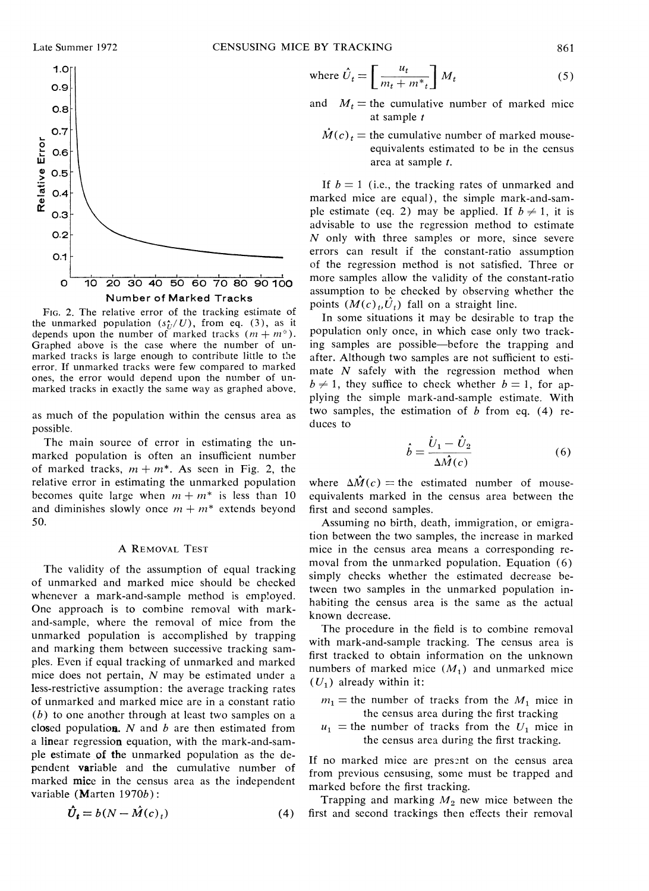FIG. 2. The relative error of the tracking estimate of the unmarked population ($s_{\hat{U}}/U$), from eq. (3), as it depends upon the number of marked tracks ($m + m^*$). Graphed above is the case where the number of unmarked tracks is large enough to contribute little to the error. If unmarked tracks were few compared to marked ones, the error would depend upon the number of unmarked tracks in exactly the same way as graphed above.

as much of the population within the census area as possible.

The main source of error in estimating the unmarked population is often an insufficient number of marked tracks, $m + m^*$. As seen in Fig. 2, the relative error in estimating the unmarked population becomes quite large when $m + m^*$ is less than 10 and diminishes slowly once $m + m^*$ extends beyond 50.

## A REMOVAL TEST

The validity of the assumption of equal tracking of unmarked and marked mice should be checked whenever a mark-and-sample method is employed. One approach is to combine removal with mark-and-sample, where the removal of mice from the unmarked population is accomplished by trapping and marking them between successive tracking samples. Even if equal tracking of unmarked and marked mice does not pertain, $N$ may be estimated under a less-restrictive assumption: the average tracking rates of unmarked and marked mice are in a constant ratio ($b$) to one another through at least two samples on a closed population. $N$ and $b$ are then estimated from a linear regression equation, with the mark-and-sample estimate of the unmarked population as the dependent variable and the cumulative number of marked mice in the census area as the independent variable (Marten 1970b):

$$\hat{U}_t = b(N - \hat{M}(c)_t) \tag{4}$$

where $\hat{U}_t = \left[\dfrac{u_t}{m_t + m^*_t}\right] M_t$ (5)

and $M_t$ = the cumulative number of marked mice at sample $t$

$\hat{M}(c)_t$ = the cumulative number of marked mouse-equivalents estimated to be in the census area at sample $t$.

If $b = 1$ (i.e., the tracking rates of unmarked and marked mice are equal), the simple mark-and-sample estimate (eq. 2) may be applied. If $b \neq 1$, it is advisable to use the regression method to estimate $N$ only with three samples or more, since severe errors can result if the constant-ratio assumption of the regression method is not satisfied. Three or more samples allow the validity of the constant-ratio assumption to be checked by observing whether the points $(M(c)_t, \hat{U}_t)$ fall on a straight line.

In some situations it may be desirable to trap the population only once, in which case only two tracking samples are possible—before the trapping and after. Although two samples are not sufficient to estimate $N$ safely with the regression method when $b \neq 1$, they suffice to check whether $b = 1$, for applying the simple mark-and-sample estimate. With two samples, the estimation of $b$ from eq. (4) reduces to

$$\hat{b} = \frac{\hat{U}_1 - \hat{U}_2}{\Delta\hat{M}(c)} \tag{6}$$

where $\Delta\hat{M}(c)$ = the estimated number of mouse-equivalents marked in the census area between the first and second samples.

Assuming no birth, death, immigration, or emigration between the two samples, the increase in marked mice in the census area means a corresponding removal from the unmarked population. Equation (6) simply checks whether the estimated decrease between two samples in the unmarked population inhabiting the census area is the same as the actual known decrease.

The procedure in the field is to combine removal with mark-and-sample tracking. The census area is first tracked to obtain information on the unknown numbers of marked mice ($M_1$) and unmarked mice ($U_1$) already within it:

$m_1$ = the number of tracks from the $M_1$ mice in the census area during the first tracking

$u_1$ = the number of tracks from the $U_1$ mice in the census area during the first tracking.

If no marked mice are present on the census area from previous censusing, some must be trapped and marked before the first tracking.

Trapping and marking $M_2$ new mice between the first and second trackings then effects their removal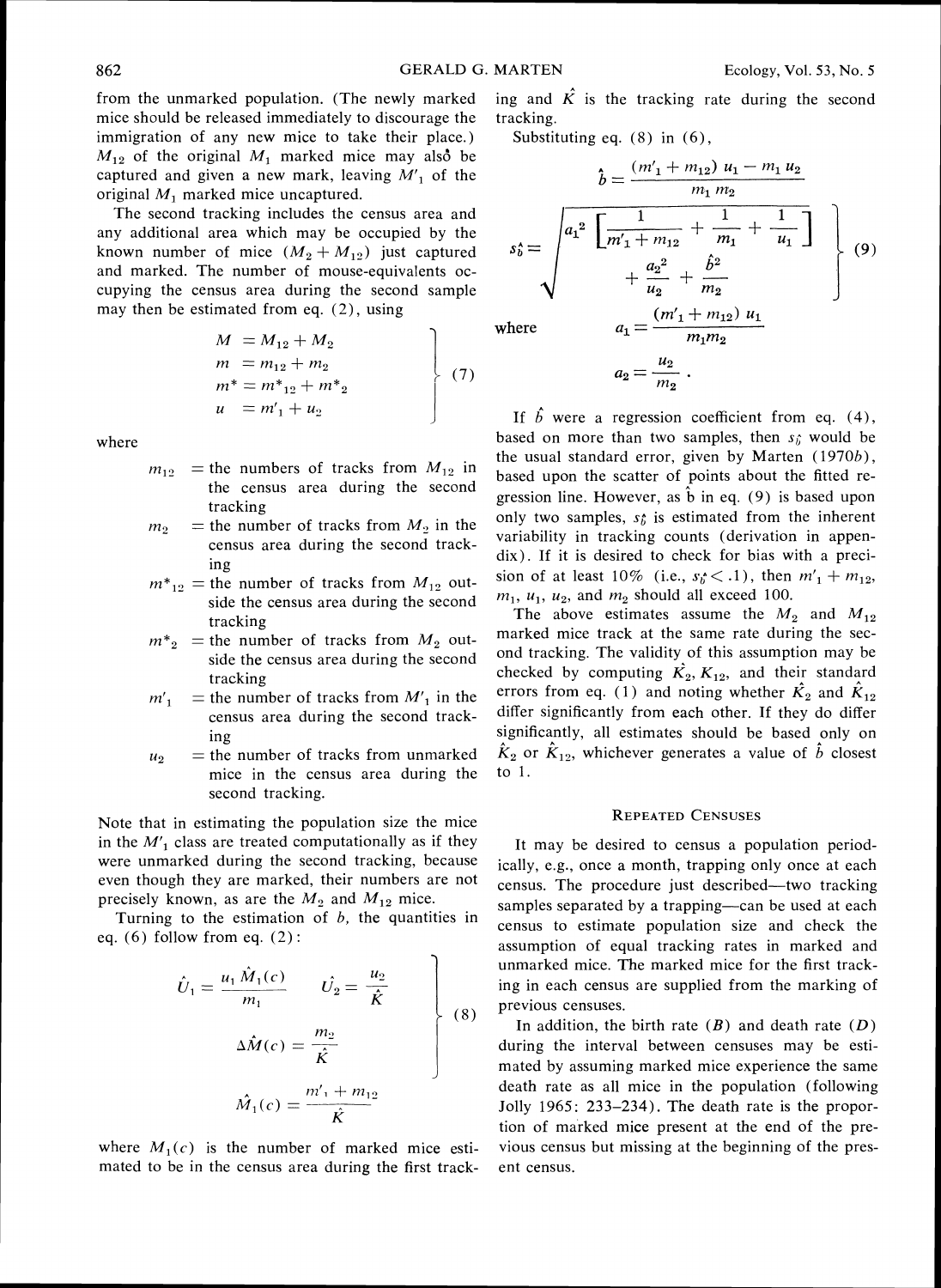from the unmarked population. (The newly marked mice should be released immediately to discourage the immigration of any new mice to take their place.) $M_{12}$ of the original $M_1$ marked mice may also be captured and given a new mark, leaving $M'_1$ of the original $M_1$ marked mice uncaptured.

The second tracking includes the census area and any additional area which may be occupied by the known number of mice $(M_2 + M_{12})$ just captured and marked. The number of mouse-equivalents occupying the census area during the second sample may then be estimated from eq. (2), using

$$\left.\begin{aligned} M &= M_{12} + M_2 \\ m &= m_{12} + m_2 \\ m^* &= m^*_{12} + m^*_2 \\ u &= m'_1 + u_2 \end{aligned}\right\} \quad (7)$$

where

- $m_{12}$ = the numbers of tracks from $M_{12}$ in the census area during the second tracking
- $m_2$ = the number of tracks from $M_2$ in the census area during the second tracking
- $m^*_{12}$ = the number of tracks from $M_{12}$ outside the census area during the second tracking
- $m^*_2$ = the number of tracks from $M_2$ outside the census area during the second tracking
- $m'_1$ = the number of tracks from $M'_1$ in the census area during the second tracking
- $u_2$ = the number of tracks from unmarked mice in the census area during the second tracking.

Note that in estimating the population size the mice in the $M'_1$ class are treated computationally as if they were unmarked during the second tracking, because even though they are marked, their numbers are not precisely known, as are the $M_2$ and $M_{12}$ mice.

Turning to the estimation of $b$, the quantities in eq. (6) follow from eq. (2):

$$\left.\begin{aligned} \hat{U}_1 &= \frac{u_1 \hat{M}_1(c)}{m_1} \qquad \hat{U}_2 = \frac{u_2}{\hat{K}} \\ \Delta\hat{M}(c) &= \frac{m_2}{\hat{K}} \end{aligned}\right\} \quad (8)$$

$$\hat{M}_1(c) = \frac{m'_1 + m_{12}}{\hat{K}}$$

where $M_1(c)$ is the number of marked mice estimated to be in the census area during the first tracking and $\hat{K}$ is the tracking rate during the second tracking.

Substituting eq. (8) in (6),

$$\left.\begin{aligned} \hat{b} &= \frac{(m'_1 + m_{12})\, u_1 - m_1 u_2}{m_1 m_2} \\ s_{\hat{b}} &= \sqrt{a_1^2 \left[\frac{1}{m'_1 + m_{12}} + \frac{1}{m_1} + \frac{1}{u_1}\right] + \frac{a_2^2}{u_2} + \frac{\hat{b}^2}{m_2}} \end{aligned}\right\} \quad (9)$$

where
$$a_1 = \frac{(m'_1 + m_{12})\, u_1}{m_1 m_2}$$
$$a_2 = \frac{u_2}{m_2}\,.$$

If $\hat{b}$ were a regression coefficient from eq. (4), based on more than two samples, then $s_{\hat{b}}$ would be the usual standard error, given by Marten (1970*b*), based upon the scatter of points about the fitted regression line. However, as $\hat{b}$ in eq. (9) is based upon only two samples, $s_{\hat{b}}$ is estimated from the inherent variability in tracking counts (derivation in appendix). If it is desired to check for bias with a precision of at least 10% (i.e., $s_{\hat{b}} < .1$), then $m'_1 + m_{12}$, $m_1$, $u_1$, $u_2$, and $m_2$ should all exceed 100.

The above estimates assume the $M_2$ and $M_{12}$ marked mice track at the same rate during the second tracking. The validity of this assumption may be checked by computing $\hat{K}_2$, $K_{12}$, and their standard errors from eq. (1) and noting whether $\hat{K}_2$ and $\hat{K}_{12}$ differ significantly from each other. If they do differ significantly, all estimates should be based only on $\hat{K}_2$ or $\hat{K}_{12}$, whichever generates a value of $\hat{b}$ closest to 1.

## Repeated Censuses

It may be desired to census a population periodically, e.g., once a month, trapping only once at each census. The procedure just described—two tracking samples separated by a trapping—can be used at each census to estimate population size and check the assumption of equal tracking rates in marked and unmarked mice. The marked mice for the first tracking in each census are supplied from the marking of previous censuses.

In addition, the birth rate $(B)$ and death rate $(D)$ during the interval between censuses may be estimated by assuming marked mice experience the same death rate as all mice in the population (following Jolly 1965: 233–234). The death rate is the proportion of marked mice present at the end of the previous census but missing at the beginning of the present census.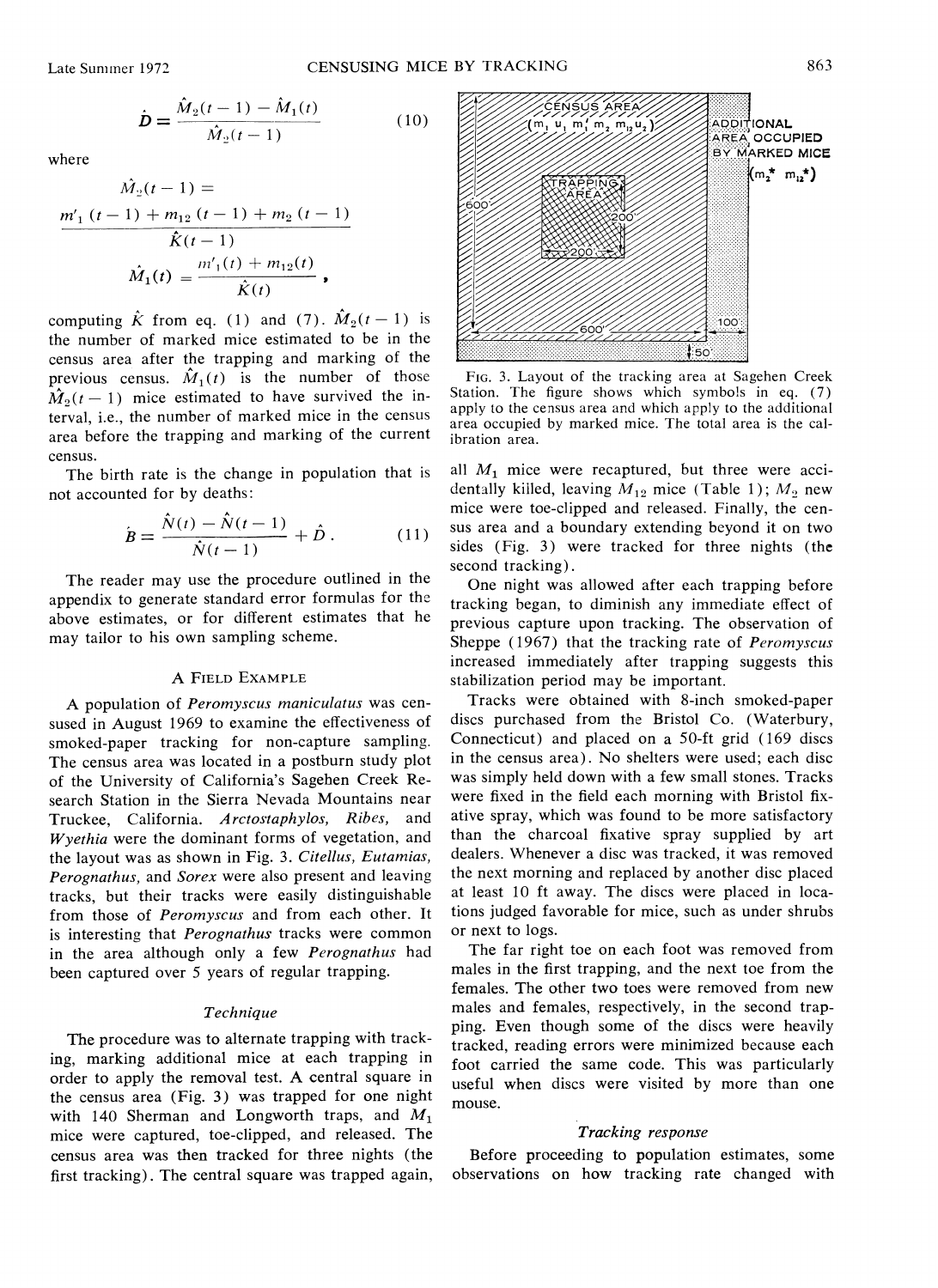$$\hat{D} = \frac{\hat{M}_2(t-1) - \hat{M}_1(t)}{\hat{M}_2(t-1)} \tag{10}$$

where

$$\hat{M}_2(t-1) = \frac{m'_1(t-1) + m_{12}(t-1) + m_2(t-1)}{\hat{K}(t-1)}$$

$$\hat{M}_1(t) = \frac{m'_1(t) + m_{12}(t)}{\hat{K}(t)},$$

computing $\hat{K}$ from eq. (1) and (7). $\hat{M}_2(t-1)$ is the number of marked mice estimated to be in the census area after the trapping and marking of the previous census. $\hat{M}_1(t)$ is the number of those $\hat{M}_2(t-1)$ mice estimated to have survived the interval, i.e., the number of marked mice in the census area before the trapping and marking of the current census.

The birth rate is the change in population that is not accounted for by deaths:

$$\hat{B} = \frac{\hat{N}(t) - \hat{N}(t-1)}{\hat{N}(t-1)} + \hat{D}. \tag{11}$$

The reader may use the procedure outlined in the appendix to generate standard error formulas for the above estimates, or for different estimates that he may tailor to his own sampling scheme.

## A Field Example

A population of *Peromyscus maniculatus* was censused in August 1969 to examine the effectiveness of smoked-paper tracking for non-capture sampling. The census area was located in a postburn study plot of the University of California's Sagehen Creek Research Station in the Sierra Nevada Mountains near Truckee, California. *Arctostaphylos, Ribes,* and *Wyethia* were the dominant forms of vegetation, and the layout was as shown in Fig. 3. *Citellus, Eutamias, Perognathus,* and *Sorex* were also present and leaving tracks, but their tracks were easily distinguishable from those of *Peromyscus* and from each other. It is interesting that *Perognathus* tracks were common in the area although only a few *Perognathus* had been captured over 5 years of regular trapping.

### *Technique*

The procedure was to alternate trapping with tracking, marking additional mice at each trapping in order to apply the removal test. A central square in the census area (Fig. 3) was trapped for one night with 140 Sherman and Longworth traps, and $M_1$ mice were captured, toe-clipped, and released. The census area was then tracked for three nights (the first tracking). The central square was trapped again, all $M_1$ mice were recaptured, but three were accidentally killed, leaving $M_{12}$ mice (Table 1); $M_2$ new mice were toe-clipped and released. Finally, the census area and a boundary extending beyond it on two sides (Fig. 3) were tracked for three nights (the second tracking).

FIG. 3. Layout of the tracking area at Sagehen Creek Station. The figure shows which symbols in eq. (7) apply to the census area and which apply to the additional area occupied by marked mice. The total area is the calibration area.

One night was allowed after each trapping before tracking began, to diminish any immediate effect of previous capture upon tracking. The observation of Sheppe (1967) that the tracking rate of *Peromyscus* increased immediately after trapping suggests this stabilization period may be important.

Tracks were obtained with 8-inch smoked-paper discs purchased from the Bristol Co. (Waterbury, Connecticut) and placed on a 50-ft grid (169 discs in the census area). No shelters were used; each disc was simply held down with a few small stones. Tracks were fixed in the field each morning with Bristol fixative spray, which was found to be more satisfactory than the charcoal fixative spray supplied by art dealers. Whenever a disc was tracked, it was removed the next morning and replaced by another disc placed at least 10 ft away. The discs were placed in locations judged favorable for mice, such as under shrubs or next to logs.

The far right toe on each foot was removed from males in the first trapping, and the next toe from the females. The other two toes were removed from new males and females, respectively, in the second trapping. Even though some of the discs were heavily tracked, reading errors were minimized because each foot carried the same code. This was particularly useful when discs were visited by more than one mouse.

### *Tracking response*

Before proceeding to population estimates, some observations on how tracking rate changed with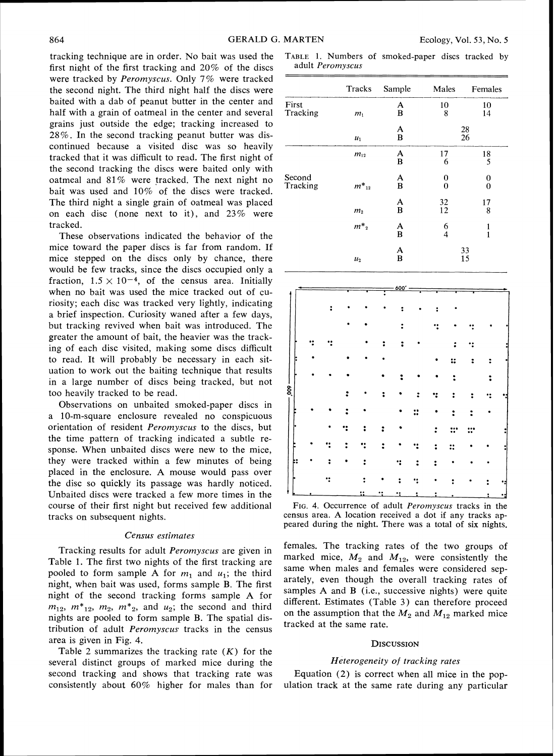tracking technique are in order. No bait was used the first night of the first tracking and 20% of the discs were tracked by *Peromyscus*. Only 7% were tracked the second night. The third night half the discs were baited with a dab of peanut butter in the center and half with a grain of oatmeal in the center and several grains just outside the edge; tracking increased to 28%. In the second tracking peanut butter was discontinued because a visited disc was so heavily tracked that it was difficult to read. The first night of the second tracking the discs were baited only with oatmeal and 81% were tracked. The next night no bait was used and 10% of the discs were tracked. The third night a single grain of oatmeal was placed on each disc (none next to it), and 23% were tracked.

These observations indicated the behavior of the mice toward the paper discs is far from random. If mice stepped on the discs only by chance, there would be few tracks, since the discs occupied only a fraction, $1.5 \times 10^{-4}$, of the census area. Initially when no bait was used the mice tracked out of curiosity; each disc was tracked very lightly, indicating a brief inspection. Curiosity waned after a few days, but tracking revived when bait was introduced. The greater the amount of bait, the heavier was the tracking of each disc visited, making some discs difficult to read. It will probably be necessary in each situation to work out the baiting technique that results in a large number of discs being tracked, but not too heavily tracked to be read.

Observations on unbaited smoked-paper discs in a 10-m-square enclosure revealed no conspicuous orientation of resident *Peromyscus* to the discs, but the time pattern of tracking indicated a subtle response. When unbaited discs were new to the mice, they were tracked within a few minutes of being placed in the enclosure. A mouse would pass over the disc so quickly its passage was hardly noticed. Unbaited discs were tracked a few more times in the course of their first night but received few additional tracks on subsequent nights.

### *Census estimates*

Tracking results for adult *Peromyscus* are given in Table 1. The first two nights of the first tracking are pooled to form sample A for $m_1$ and $u_1$; the third night, when bait was used, forms sample B. The first night of the second tracking forms sample A for $m_{12}$, $m^*_{12}$, $m_2$, $m^*_2$, and $u_2$; the second and third nights are pooled to form sample B. The spatial distribution of adult *Peromyscus* tracks in the census area is given in Fig. 4.

Table 2 summarizes the tracking rate ($K$) for the several distinct groups of marked mice during the second tracking and shows that tracking rate was consistently about 60% higher for males than for females. The tracking rates of the two groups of marked mice, $M_2$ and $M_{12}$, were consistently the same when males and females were considered separately, even though the overall tracking rates of samples A and B (i.e., successive nights) were quite different. Estimates (Table 3) can therefore proceed on the assumption that the $M_2$ and $M_{12}$ marked mice tracked at the same rate.

TABLE 1. Numbers of smoked-paper discs tracked by adult *Peromyscus*

| | Tracks | Sample | Males | Females |
|---|---|---|---|---|
| First Tracking | $m_1$ | A | 10 | 10 |
| | | B | 8 | 14 |
| | $u_1$ | A | 28 | |
| | | B | 26 | |
| Second Tracking | $m_{12}$ | A | 17 | 18 |
| | | B | 6 | 5 |
| | $m^*_{12}$ | A | 0 | 0 |
| | | B | 0 | 0 |
| | $m_2$ | A | 32 | 17 |
| | | B | 12 | 8 |
| | $m^*_2$ | A | 6 | 1 |
| | | B | 4 | 1 |
| | $u_2$ | A | 33 | |
| | | B | 15 | |

FIG. 4. Occurrence of adult *Peromyscus* tracks in the census area. A location received a dot if any tracks appeared during the night. There was a total of six nights.

## DISCUSSION

### *Heterogeneity of tracking rates*

Equation (2) is correct when all mice in the population track at the same rate during any particular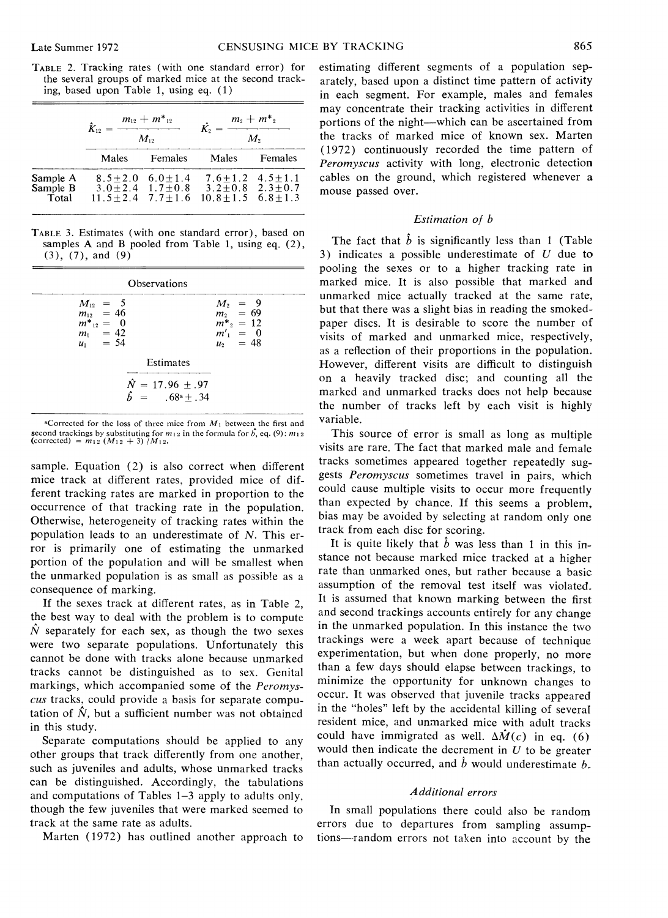TABLE 2. Tracking rates (with one standard error) for the several groups of marked mice at the second tracking, based upon Table 1, using eq. (1)

| | $\hat{K}_{12} = \dfrac{m_{12} + m^*_{12}}{M_{12}}$ | | $\hat{K}_2 = \dfrac{m_2 + m^*_2}{M_2}$ | |
|---|---|---|---|---|
| | Males | Females | Males | Females |
| Sample A | $8.5 \pm 2.0$ | $6.0 \pm 1.4$ | $7.6 \pm 1.2$ | $4.5 \pm 1.1$ |
| Sample B | $3.0 \pm 2.4$ | $1.7 \pm 0.8$ | $3.2 \pm 0.8$ | $2.3 \pm 0.7$ |
| Total | $11.5 \pm 2.4$ | $7.7 \pm 1.6$ | $10.8 \pm 1.5$ | $6.8 \pm 1.3$ |

TABLE 3. Estimates (with one standard error), based on samples A and B pooled from Table 1, using eq. (2), (3), (7), and (9)

| Observations | |
|---|---|
| $M_{12} = 5$ | $M_2 = 9$ |
| $m_{12} = 46$ | $m_2 = 69$ |
| $m^*_{12} = 0$ | $m^*_2 = 12$ |
| $m_1 = 42$ | $m'_1 = 0$ |
| $u_1 = 54$ | $u_2 = 48$ |
| Estimates | |
| $\hat{N} = 17.96 \pm .97$ | |
| $\hat{b} = .68^{a} \pm .34$ | |

[a]Corrected for the loss of three mice from $M_1$ between the first and second trackings by substituting for $m_{12}$ in the formula for $\hat{b}$, eq. (9): $m_{12}$ (corrected) $= m_{12}\,(M_{12} + 3)\,/M_{12}$.

sample. Equation (2) is also correct when different mice track at different rates, provided mice of different tracking rates are marked in proportion to the occurrence of that tracking rate in the population. Otherwise, heterogeneity of tracking rates within the population leads to an underestimate of $N$. This error is primarily one of estimating the unmarked portion of the population and will be smallest when the unmarked population is as small as possible as a consequence of marking.

If the sexes track at different rates, as in Table 2, the best way to deal with the problem is to compute $\hat{N}$ separately for each sex, as though the two sexes were two separate populations. Unfortunately this cannot be done with tracks alone because unmarked tracks cannot be distinguished as to sex. Genital markings, which accompanied some of the *Peromyscus* tracks, could provide a basis for separate computation of $\hat{N}$, but a sufficient number was not obtained in this study.

Separate computations should be applied to any other groups that track differently from one another, such as juveniles and adults, whose unmarked tracks can be distinguished. Accordingly, the tabulations and computations of Tables 1–3 apply to adults only, though the few juveniles that were marked seemed to track at the same rate as adults.

Marten (1972) has outlined another approach to estimating different segments of a population separately, based upon a distinct time pattern of activity in each segment. For example, males and females may concentrate their tracking activities in different portions of the night—which can be ascertained from the tracks of marked mice of known sex. Marten (1972) continuously recorded the time pattern of *Peromyscus* activity with long, electronic detection cables on the ground, which registered whenever a mouse passed over.

### *Estimation of b*

The fact that $\hat{b}$ is significantly less than 1 (Table 3) indicates a possible underestimate of $U$ due to pooling the sexes or to a higher tracking rate in marked mice. It is also possible that marked and unmarked mice actually tracked at the same rate, but that there was a slight bias in reading the smoked-paper discs. It is desirable to score the number of visits of marked and unmarked mice, respectively, as a reflection of their proportions in the population. However, different visits are difficult to distinguish on a heavily tracked disc; and counting all the marked and unmarked tracks does not help because the number of tracks left by each visit is highly variable.

This source of error is small as long as multiple visits are rare. The fact that marked male and female tracks sometimes appeared together repeatedly suggests *Peromyscus* sometimes travel in pairs, which could cause multiple visits to occur more frequently than expected by chance. If this seems a problem, bias may be avoided by selecting at random only one track from each disc for scoring.

It is quite likely that $\hat{b}$ was less than 1 in this instance not because marked mice tracked at a higher rate than unmarked ones, but rather because a basic assumption of the removal test itself was violated. It is assumed that known marking between the first and second trackings accounts entirely for any change in the unmarked population. In this instance the two trackings were a week apart because of technique experimentation, but when done properly, no more than a few days should elapse between trackings, to minimize the opportunity for unknown changes to occur. It was observed that juvenile tracks appeared in the "holes" left by the accidental killing of several resident mice, and unmarked mice with adult tracks could have immigrated as well. $\Delta\hat{M}(c)$ in eq. (6) would then indicate the decrement in $U$ to be greater than actually occurred, and $\hat{b}$ would underestimate $b$.

### *Additional errors*

In small populations there could also be random errors due to departures from sampling assumptions—random errors not taken into account by the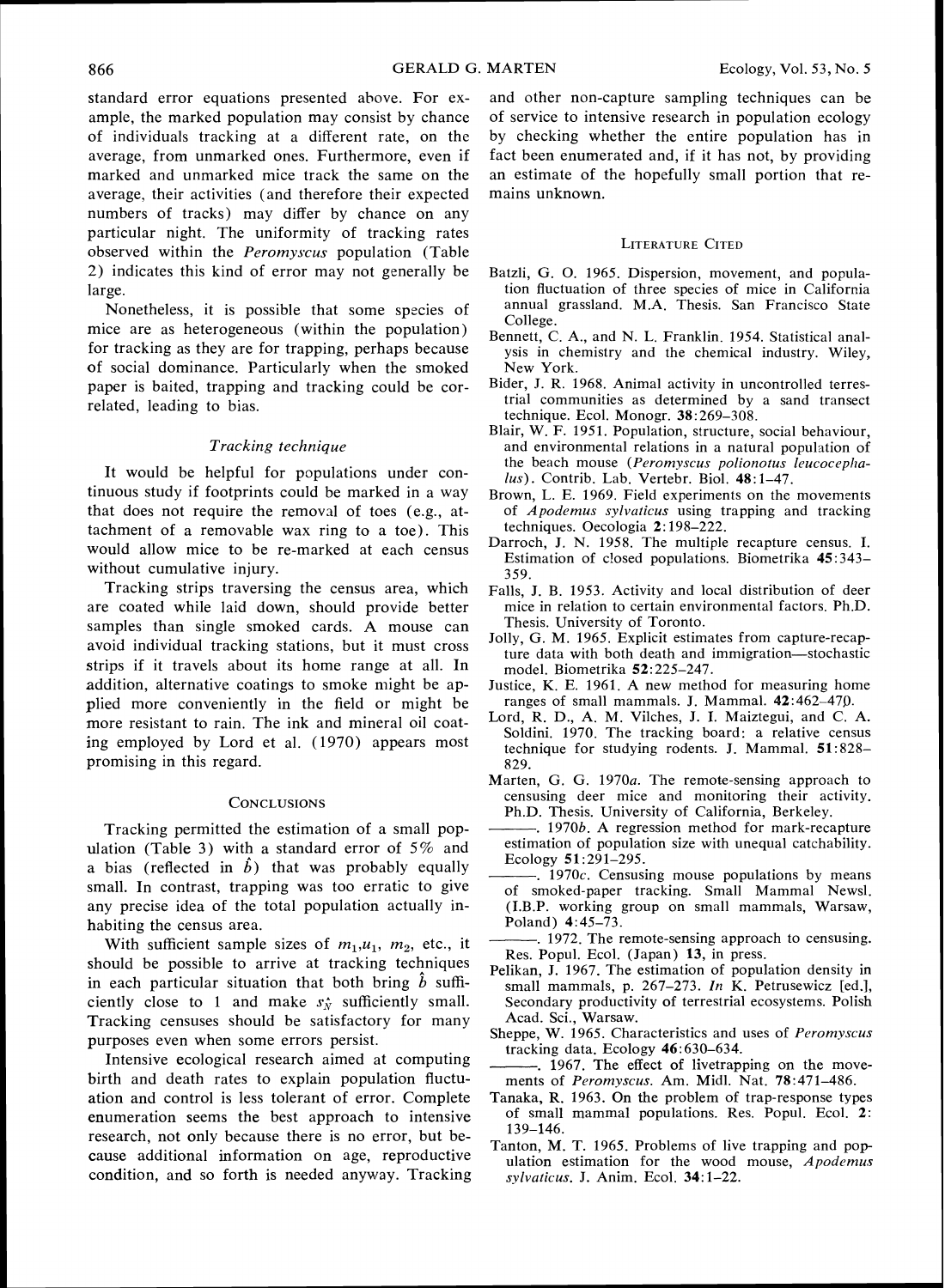standard error equations presented above. For example, the marked population may consist by chance of individuals tracking at a different rate, on the average, from unmarked ones. Furthermore, even if marked and unmarked mice track the same on the average, their activities (and therefore their expected numbers of tracks) may differ by chance on any particular night. The uniformity of tracking rates observed within the *Peromyscus* population (Table 2) indicates this kind of error may not generally be large.

Nonetheless, it is possible that some species of mice are as heterogeneous (within the population) for tracking as they are for trapping, perhaps because of social dominance. Particularly when the smoked paper is baited, trapping and tracking could be correlated, leading to bias.

### *Tracking technique*

It would be helpful for populations under continuous study if footprints could be marked in a way that does not require the removal of toes (e.g., attachment of a removable wax ring to a toe). This would allow mice to be re-marked at each census without cumulative injury.

Tracking strips traversing the census area, which are coated while laid down, should provide better samples than single smoked cards. A mouse can avoid individual tracking stations, but it must cross strips if it travels about its home range at all. In addition, alternative coatings to smoke might be applied more conveniently in the field or might be more resistant to rain. The ink and mineral oil coating employed by Lord et al. (1970) appears most promising in this regard.

## Conclusions

Tracking permitted the estimation of a small population (Table 3) with a standard error of 5% and a bias (reflected in $\hat{b}$) that was probably equally small. In contrast, trapping was too erratic to give any precise idea of the total population actually inhabiting the census area.

With sufficient sample sizes of $m_1$,$u_1$, $m_2$, etc., it should be possible to arrive at tracking techniques in each particular situation that both bring $\hat{b}$ sufficiently close to 1 and make $s_{\hat{N}}$ sufficiently small. Tracking censuses should be satisfactory for many purposes even when some errors persist.

Intensive ecological research aimed at computing birth and death rates to explain population fluctuation and control is less tolerant of error. Complete enumeration seems the best approach to intensive research, not only because there is no error, but because additional information on age, reproductive condition, and so forth is needed anyway. Tracking and other non-capture sampling techniques can be of service to intensive research in population ecology by checking whether the entire population has in fact been enumerated and, if it has not, by providing an estimate of the hopefully small portion that remains unknown.

## Literature Cited

Batzli, G. O. 1965. Dispersion, movement, and population fluctuation of three species of mice in California annual grassland. M.A. Thesis. San Francisco State College.

Bennett, C. A., and N. L. Franklin. 1954. Statistical analysis in chemistry and the chemical industry. Wiley, New York.

Bider, J. R. 1968. Animal activity in uncontrolled terrestrial communities as determined by a sand transect technique. Ecol. Monogr. **38**:269–308.

Blair, W. F. 1951. Population, structure, social behaviour, and environmental relations in a natural population of the beach mouse (*Peromyscus polionotus leucocephalus*). Contrib. Lab. Vertebr. Biol. **48**:1–47.

Brown, L. E. 1969. Field experiments on the movements of *Apodemus sylvaticus* using trapping and tracking techniques. Oecologia **2**:198–222.

Darroch, J. N. 1958. The multiple recapture census. I. Estimation of closed populations. Biometrika **45**:343–359.

Falls, J. B. 1953. Activity and local distribution of deer mice in relation to certain environmental factors. Ph.D. Thesis. University of Toronto.

Jolly, G. M. 1965. Explicit estimates from capture-recapture data with both death and immigration—stochastic model. Biometrika **52**:225–247.

Justice, K. E. 1961. A new method for measuring home ranges of small mammals. J. Mammal. **42**:462–470.

Lord, R. D., A. M. Vilches, J. I. Maiztegui, and C. A. Soldini. 1970. The tracking board: a relative census technique for studying rodents. J. Mammal. **51**:828–829.

Marten, G. G. 1970*a*. The remote-sensing approach to censusing deer mice and monitoring their activity. Ph.D. Thesis. University of California, Berkeley.

———. 1970*b*. A regression method for mark-recapture estimation of population size with unequal catchability. Ecology **51**:291–295.

———. 1970*c*. Censusing mouse populations by means of smoked-paper tracking. Small Mammal Newsl. (I.B.P. working group on small mammals, Warsaw, Poland) **4**:45–73.

———. 1972. The remote-sensing approach to censusing. Res. Popul. Ecol. (Japan) **13**, in press.

Pelikan, J. 1967. The estimation of population density in small mammals, p. 267–273. *In* K. Petrusewicz [ed.], Secondary productivity of terrestrial ecosystems. Polish Acad. Sci., Warsaw.

Sheppe, W. 1965. Characteristics and uses of *Peromyscus* tracking data. Ecology **46**:630–634.

———. 1967. The effect of livetrapping on the movements of *Peromyscus*. Am. Midl. Nat. **78**:471–486.

Tanaka, R. 1963. On the problem of trap-response types of small mammal populations. Res. Popul. Ecol. **2**: 139–146.

Tanton, M. T. 1965. Problems of live trapping and population estimation for the wood mouse, *Apodemus sylvaticus*. J. Anim. Ecol. **34**:1–22.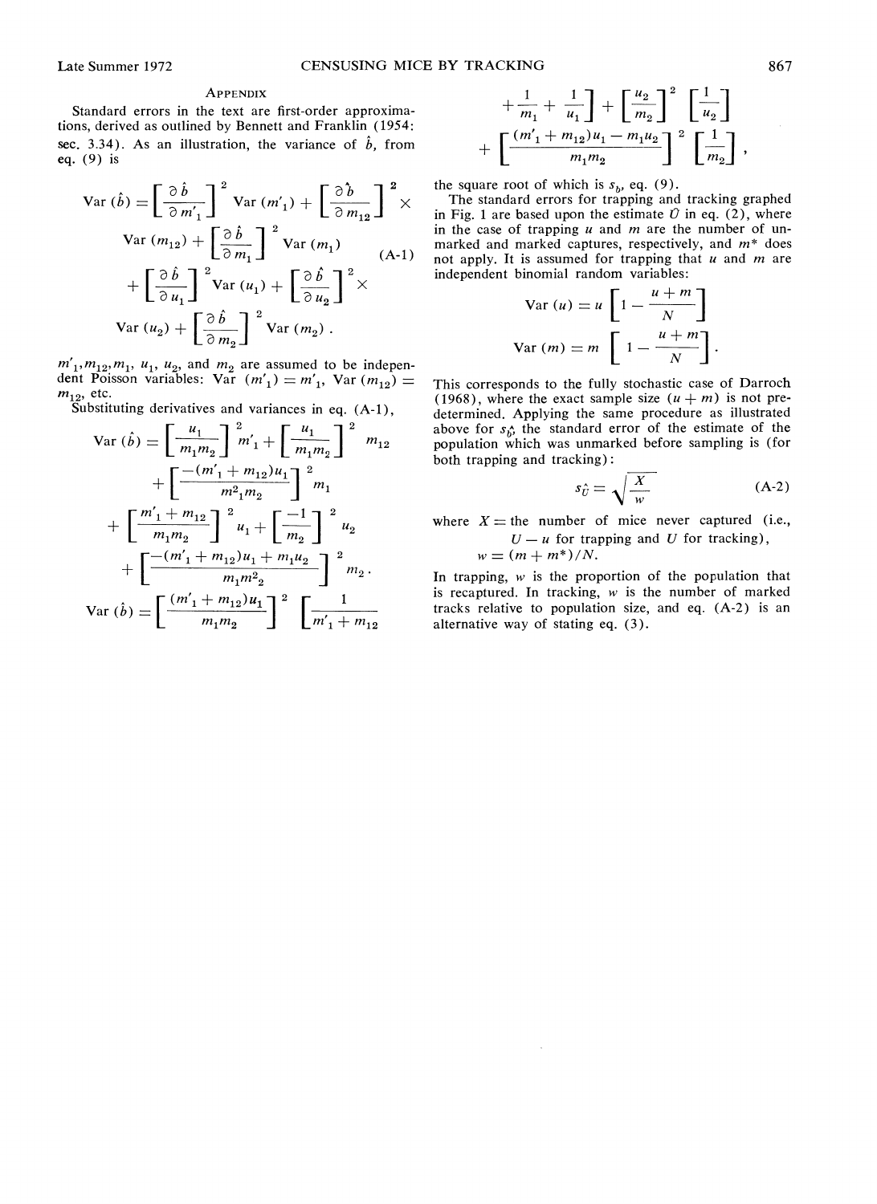## Appendix

Standard errors in the text are first-order approximations, derived as outlined by Bennett and Franklin (1954: sec. 3.34). As an illustration, the variance of $\hat{b}$, from eq. (9) is

$$\begin{aligned}
\mathrm{Var}(\hat{b}) = &\left[\frac{\partial \hat{b}}{\partial m'_1}\right]^2 \mathrm{Var}(m'_1) + \left[\frac{\partial \hat{b}}{\partial m_{12}}\right]^2 \times \\
&\mathrm{Var}(m_{12}) + \left[\frac{\partial \hat{b}}{\partial m_1}\right]^2 \mathrm{Var}(m_1) \\
&+ \left[\frac{\partial \hat{b}}{\partial u_1}\right]^2 \mathrm{Var}(u_1) + \left[\frac{\partial \hat{b}}{\partial u_2}\right]^2 \times \\
&\mathrm{Var}(u_2) + \left[\frac{\partial \hat{b}}{\partial m_2}\right]^2 \mathrm{Var}(m_2) .
\end{aligned} \tag{A-1}$$

$m'_1, m_{12}, m_1, u_1, u_2$, and $m_2$ are assumed to be independent Poisson variables: $\mathrm{Var}(m'_1) = m'_1$, $\mathrm{Var}(m_{12}) = m_{12}$, etc.

Substituting derivatives and variances in eq. (A-1),

$$\begin{aligned}
\mathrm{Var}(\hat{b}) = &\left[\frac{u_1}{m_1 m_2}\right]^2 m'_1 + \left[\frac{u_1}{m_1 m_2}\right]^2 m_{12} \\
&+ \left[\frac{-(m'_1 + m_{12})u_1}{m^2_1 m_2}\right]^2 m_1 \\
&+ \left[\frac{m'_1 + m_{12}}{m_1 m_2}\right]^2 u_1 + \left[\frac{-1}{m_2}\right]^2 u_2 \\
&+ \left[\frac{-(m'_1 + m_{12})u_1 + m_1 u_2}{m_1 m^2_2}\right]^2 m_2 .
\end{aligned}$$

$$\begin{aligned}
\mathrm{Var}(\hat{b}) = &\left[\frac{(m'_1 + m_{12})u_1}{m_1 m_2}\right]^2 \left[\frac{1}{m'_1 + m_{12}} + \frac{1}{m_1} + \frac{1}{u_1}\right] + \left[\frac{u_2}{m_2}\right]^2 \left[\frac{1}{u_2}\right] \\
&+ \left[\frac{(m'_1 + m_{12})u_1 - m_1 u_2}{m_1 m_2}\right]^2 \left[\frac{1}{m_2}\right],
\end{aligned}$$

the square root of which is $s_b$, eq. (9).

The standard errors for trapping and tracking graphed in Fig. 1 are based upon the estimate $\hat{U}$ in eq. (2), where in the case of trapping $u$ and $m$ are the number of unmarked and marked captures, respectively, and $m^*$ does not apply. It is assumed for trapping that $u$ and $m$ are independent binomial random variables:

$$\mathrm{Var}(u) = u\left[1 - \frac{u+m}{N}\right]$$

$$\mathrm{Var}(m) = m\left[1 - \frac{u+m}{N}\right].$$

This corresponds to the fully stochastic case of Darroch (1968), where the exact sample size $(u + m)$ is not predetermined. Applying the same procedure as illustrated above for $s_{\hat{b}}$, the standard error of the estimate of the population which was unmarked before sampling is (for both trapping and tracking):

$$s_{\hat{U}} = \sqrt{\frac{X}{w}} \tag{A-2}$$

where $X$ = the number of mice never captured (i.e., $U - u$ for trapping and $U$ for tracking),
$w = (m + m^*)/N$.

In trapping, $w$ is the proportion of the population that is recaptured. In tracking, $w$ is the number of marked tracks relative to population size, and eq. (A-2) is an alternative way of stating eq. (3).